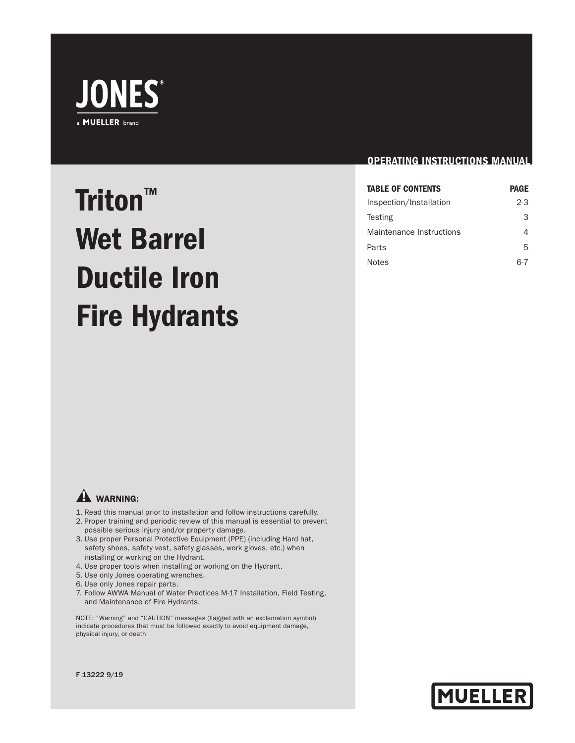JONES®

a MUELLER brand

OPERATING INSTRUCTIONS MANUAL

# Triton™ Wet Barrel Ductile Iron Fire Hydrants

| TABLE OF CONTENTS | PAGE |
|---|---|
| Inspection/Installation | 2-3 |
| Testing | 3 |
| Maintenance Instructions | 4 |
| Parts | 5 |
| Notes | 6-7 |

## ⚠ WARNING:

1. Read this manual prior to installation and follow instructions carefully.
2. Proper training and periodic review of this manual is essential to prevent possible serious injury and/or property damage.
3. Use proper Personal Protective Equipment (PPE) (including Hard hat, safety shoes, safety vest, safety glasses, work gloves, etc.) when installing or working on the Hydrant.
4. Use proper tools when installing or working on the Hydrant.
5. Use only Jones operating wrenches.
6. Use only Jones repair parts.
7. Follow AWWA Manual of Water Practices M-17 Installation, Field Testing, and Maintenance of Fire Hydrants.

NOTE: “Warning” and “CAUTION” messages (flagged with an exclamation symbol) indicate procedures that must be followed exactly to avoid equipment damage, physical injury, or death

F 13222 9/19

MUELLER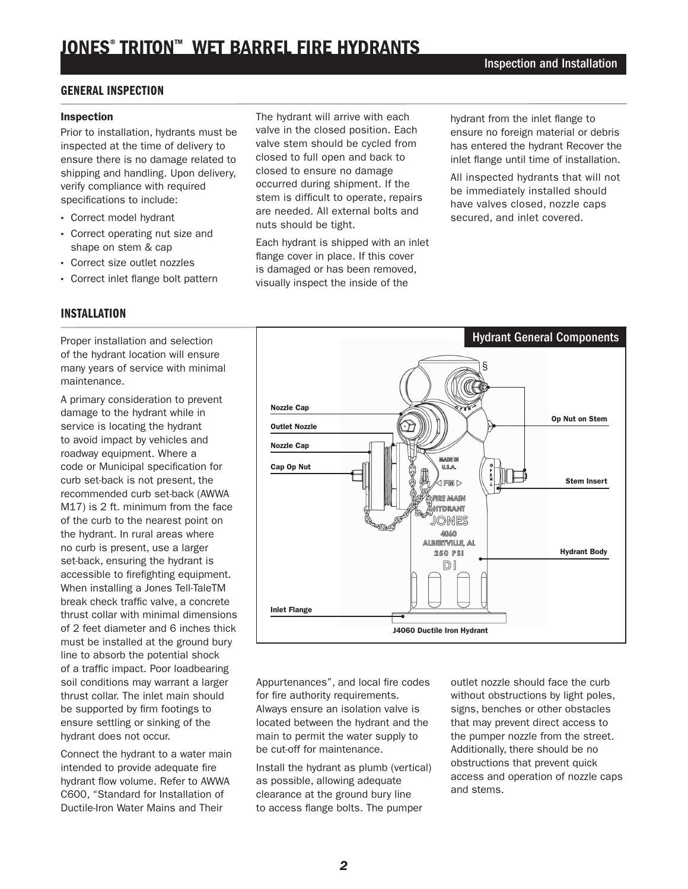# JONES® TRITON™ WET BARREL FIRE HYDRANTS

## Inspection and Installation

### GENERAL INSPECTION

**Inspection**

Prior to installation, hydrants must be inspected at the time of delivery to ensure there is no damage related to shipping and handling. Upon delivery, verify compliance with required specifications to include:

- Correct model hydrant
- Correct operating nut size and shape on stem & cap
- Correct size outlet nozzles
- Correct inlet flange bolt pattern

The hydrant will arrive with each valve in the closed position. Each valve stem should be cycled from closed to full open and back to closed to ensure no damage occurred during shipment. If the stem is difficult to operate, repairs are needed. All external bolts and nuts should be tight.

Each hydrant is shipped with an inlet flange cover in place. If this cover is damaged or has been removed, visually inspect the inside of the hydrant from the inlet flange to ensure no foreign material or debris has entered the hydrant Recover the inlet flange until time of installation.

All inspected hydrants that will not be immediately installed should have valves closed, nozzle caps secured, and inlet covered.

### INSTALLATION

Proper installation and selection of the hydrant location will ensure many years of service with minimal maintenance.

A primary consideration to prevent damage to the hydrant while in service is locating the hydrant to avoid impact by vehicles and roadway equipment. Where a code or Municipal specification for curb set-back is not present, the recommended curb set-back (AWWA M17) is 2 ft. minimum from the face of the curb to the nearest point on the hydrant. In rural areas where no curb is present, use a larger set-back, ensuring the hydrant is accessible to firefighting equipment. When installing a Jones Tell-TaleTM break check traffic valve, a concrete thrust collar with minimal dimensions of 2 feet diameter and 6 inches thick must be installed at the ground bury line to absorb the potential shock of a traffic impact. Poor loadbearing soil conditions may warrant a larger thrust collar. The inlet main should be supported by firm footings to ensure settling or sinking of the hydrant does not occur.

Connect the hydrant to a water main intended to provide adequate fire hydrant flow volume. Refer to AWWA C600, "Standard for Installation of Ductile-Iron Water Mains and Their Appurtenances", and local fire codes for fire authority requirements. Always ensure an isolation valve is located between the hydrant and the main to permit the water supply to be cut-off for maintenance.

Install the hydrant as plumb (vertical) as possible, allowing adequate clearance at the ground bury line to access flange bolts. The pumper outlet nozzle should face the curb without obstructions by light poles, signs, benches or other obstacles that may prevent direct access to the pumper nozzle from the street. Additionally, there should be no obstructions that prevent quick access and operation of nozzle caps and stems.

**Hydrant General Components**

Nozzle Cap · Outlet Nozzle · Nozzle Cap · Cap Op Nut · Op Nut on Stem · Stem Insert · Hydrant Body · Inlet Flange

J4060 Ductile Iron Hydrant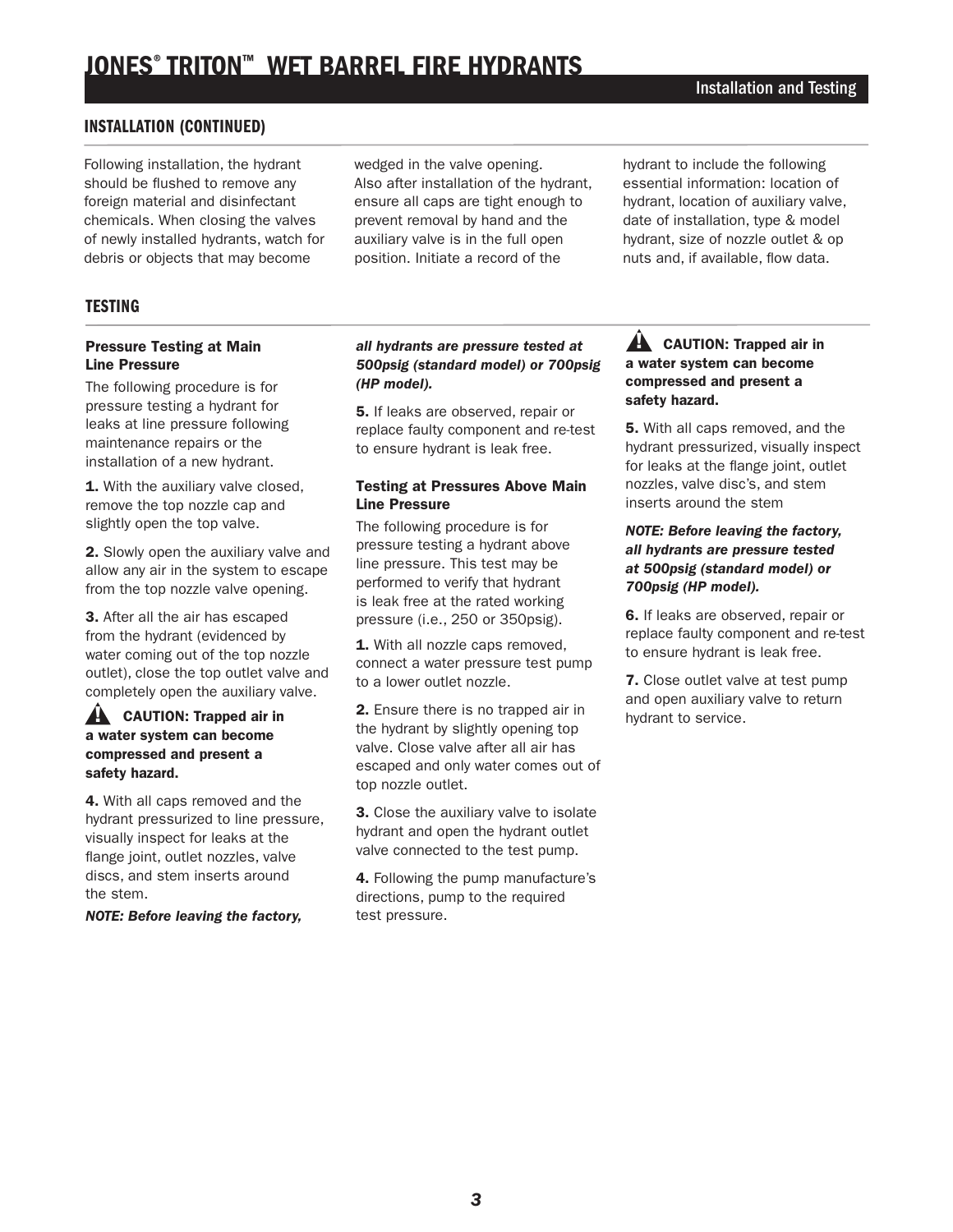## INSTALLATION (CONTINUED)

Following installation, the hydrant should be flushed to remove any foreign material and disinfectant chemicals. When closing the valves of newly installed hydrants, watch for debris or objects that may become wedged in the valve opening. Also after installation of the hydrant, ensure all caps are tight enough to prevent removal by hand and the auxiliary valve is in the full open position. Initiate a record of the hydrant to include the following essential information: location of hydrant, location of auxiliary valve, date of installation, type & model hydrant, size of nozzle outlet & op nuts and, if available, flow data.

## TESTING

### Pressure Testing at Main Line Pressure

The following procedure is for pressure testing a hydrant for leaks at line pressure following maintenance repairs or the installation of a new hydrant.

**1.** With the auxiliary valve closed, remove the top nozzle cap and slightly open the top valve.

**2.** Slowly open the auxiliary valve and allow any air in the system to escape from the top nozzle valve opening.

**3.** After all the air has escaped from the hydrant (evidenced by water coming out of the top nozzle outlet), close the top outlet valve and completely open the auxiliary valve.

**CAUTION: Trapped air in a water system can become compressed and present a safety hazard.**

**4.** With all caps removed and the hydrant pressurized to line pressure, visually inspect for leaks at the flange joint, outlet nozzles, valve discs, and stem inserts around the stem.

***NOTE: Before leaving the factory, all hydrants are pressure tested at 500psig (standard model) or 700psig (HP model).***

**5.** If leaks are observed, repair or replace faulty component and re-test to ensure hydrant is leak free.

### Testing at Pressures Above Main Line Pressure

The following procedure is for pressure testing a hydrant above line pressure. This test may be performed to verify that hydrant is leak free at the rated working pressure (i.e., 250 or 350psig).

**1.** With all nozzle caps removed, connect a water pressure test pump to a lower outlet nozzle.

**2.** Ensure there is no trapped air in the hydrant by slightly opening top valve. Close valve after all air has escaped and only water comes out of top nozzle outlet.

**3.** Close the auxiliary valve to isolate hydrant and open the hydrant outlet valve connected to the test pump.

**4.** Following the pump manufacture's directions, pump to the required test pressure.

**CAUTION: Trapped air in a water system can become compressed and present a safety hazard.**

**5.** With all caps removed, and the hydrant pressurized, visually inspect for leaks at the flange joint, outlet nozzles, valve disc's, and stem inserts around the stem

***NOTE: Before leaving the factory, all hydrants are pressure tested at 500psig (standard model) or 700psig (HP model).***

**6.** If leaks are observed, repair or replace faulty component and re-test to ensure hydrant is leak free.

**7.** Close outlet valve at test pump and open auxiliary valve to return hydrant to service.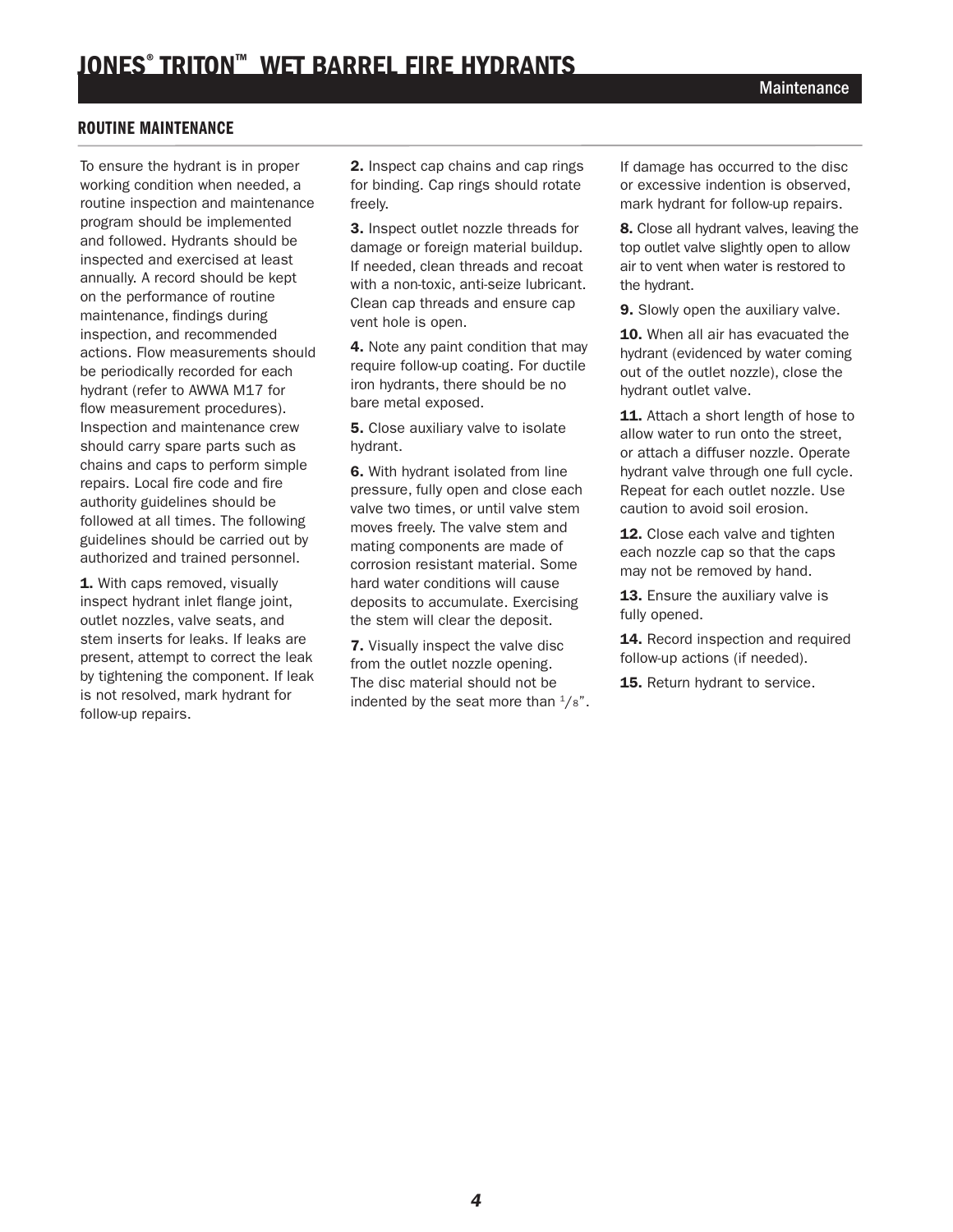## ROUTINE MAINTENANCE

To ensure the hydrant is in proper working condition when needed, a routine inspection and maintenance program should be implemented and followed. Hydrants should be inspected and exercised at least annually. A record should be kept on the performance of routine maintenance, findings during inspection, and recommended actions. Flow measurements should be periodically recorded for each hydrant (refer to AWWA M17 for flow measurement procedures). Inspection and maintenance crew should carry spare parts such as chains and caps to perform simple repairs. Local fire code and fire authority guidelines should be followed at all times. The following guidelines should be carried out by authorized and trained personnel.

**1.** With caps removed, visually inspect hydrant inlet flange joint, outlet nozzles, valve seats, and stem inserts for leaks. If leaks are present, attempt to correct the leak by tightening the component. If leak is not resolved, mark hydrant for follow-up repairs.

**2.** Inspect cap chains and cap rings for binding. Cap rings should rotate freely.

**3.** Inspect outlet nozzle threads for damage or foreign material buildup. If needed, clean threads and recoat with a non-toxic, anti-seize lubricant. Clean cap threads and ensure cap vent hole is open.

**4.** Note any paint condition that may require follow-up coating. For ductile iron hydrants, there should be no bare metal exposed.

**5.** Close auxiliary valve to isolate hydrant.

**6.** With hydrant isolated from line pressure, fully open and close each valve two times, or until valve stem moves freely. The valve stem and mating components are made of corrosion resistant material. Some hard water conditions will cause deposits to accumulate. Exercising the stem will clear the deposit.

**7.** Visually inspect the valve disc from the outlet nozzle opening. The disc material should not be indented by the seat more than 1/8". If damage has occurred to the disc or excessive indention is observed, mark hydrant for follow-up repairs.

**8.** Close all hydrant valves, leaving the top outlet valve slightly open to allow air to vent when water is restored to the hydrant.

**9.** Slowly open the auxiliary valve.

**10.** When all air has evacuated the hydrant (evidenced by water coming out of the outlet nozzle), close the hydrant outlet valve.

**11.** Attach a short length of hose to allow water to run onto the street, or attach a diffuser nozzle. Operate hydrant valve through one full cycle. Repeat for each outlet nozzle. Use caution to avoid soil erosion.

**12.** Close each valve and tighten each nozzle cap so that the caps may not be removed by hand.

**13.** Ensure the auxiliary valve is fully opened.

**14.** Record inspection and required follow-up actions (if needed).

**15.** Return hydrant to service.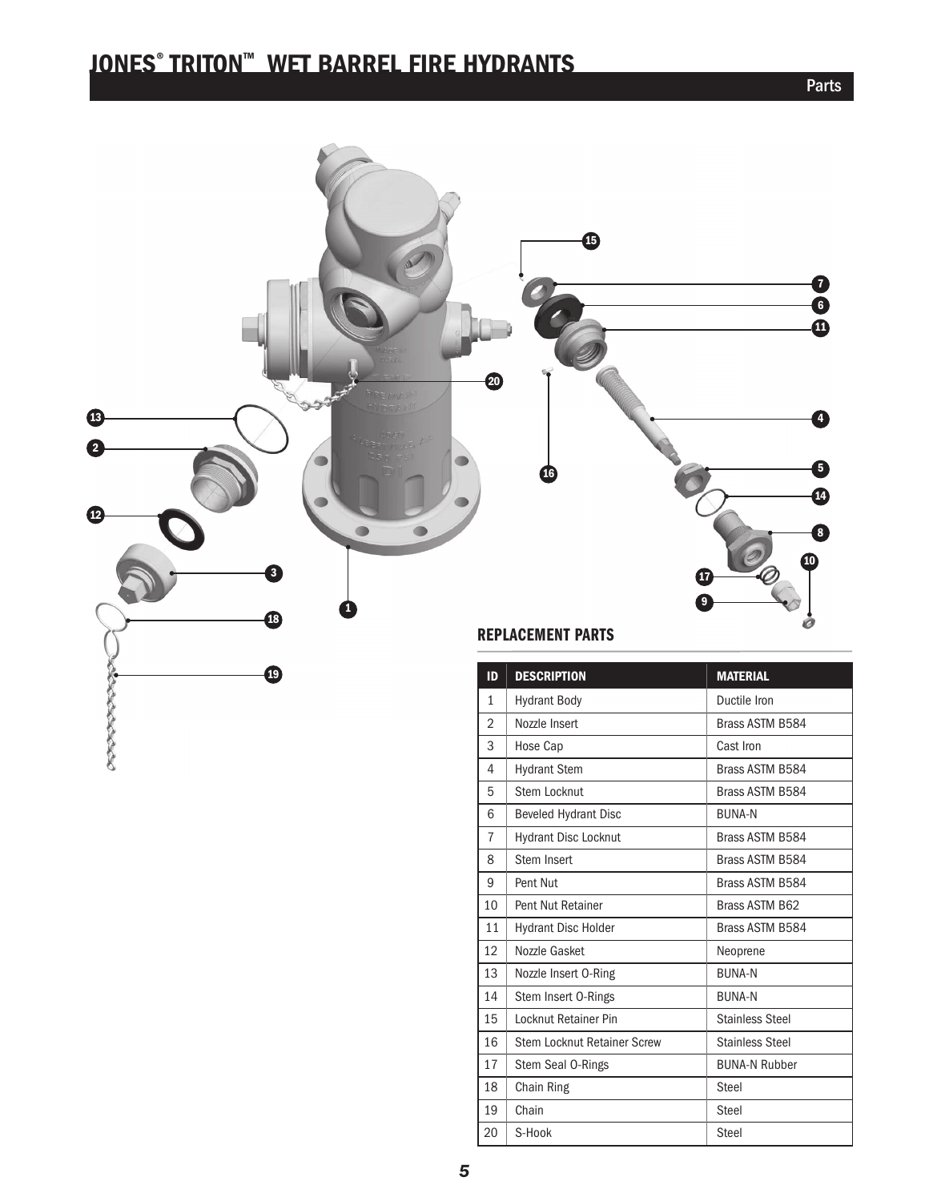# JONES® TRITON™ WET BARREL FIRE HYDRANTS

Parts

## REPLACEMENT PARTS

| ID | DESCRIPTION | MATERIAL |
|---|---|---|
| 1 | Hydrant Body | Ductile Iron |
| 2 | Nozzle Insert | Brass ASTM B584 |
| 3 | Hose Cap | Cast Iron |
| 4 | Hydrant Stem | Brass ASTM B584 |
| 5 | Stem Locknut | Brass ASTM B584 |
| 6 | Beveled Hydrant Disc | BUNA-N |
| 7 | Hydrant Disc Locknut | Brass ASTM B584 |
| 8 | Stem Insert | Brass ASTM B584 |
| 9 | Pent Nut | Brass ASTM B584 |
| 10 | Pent Nut Retainer | Brass ASTM B62 |
| 11 | Hydrant Disc Holder | Brass ASTM B584 |
| 12 | Nozzle Gasket | Neoprene |
| 13 | Nozzle Insert O-Ring | BUNA-N |
| 14 | Stem Insert O-Rings | BUNA-N |
| 15 | Locknut Retainer Pin | Stainless Steel |
| 16 | Stem Locknut Retainer Screw | Stainless Steel |
| 17 | Stem Seal O-Rings | BUNA-N Rubber |
| 18 | Chain Ring | Steel |
| 19 | Chain | Steel |
| 20 | S-Hook | Steel |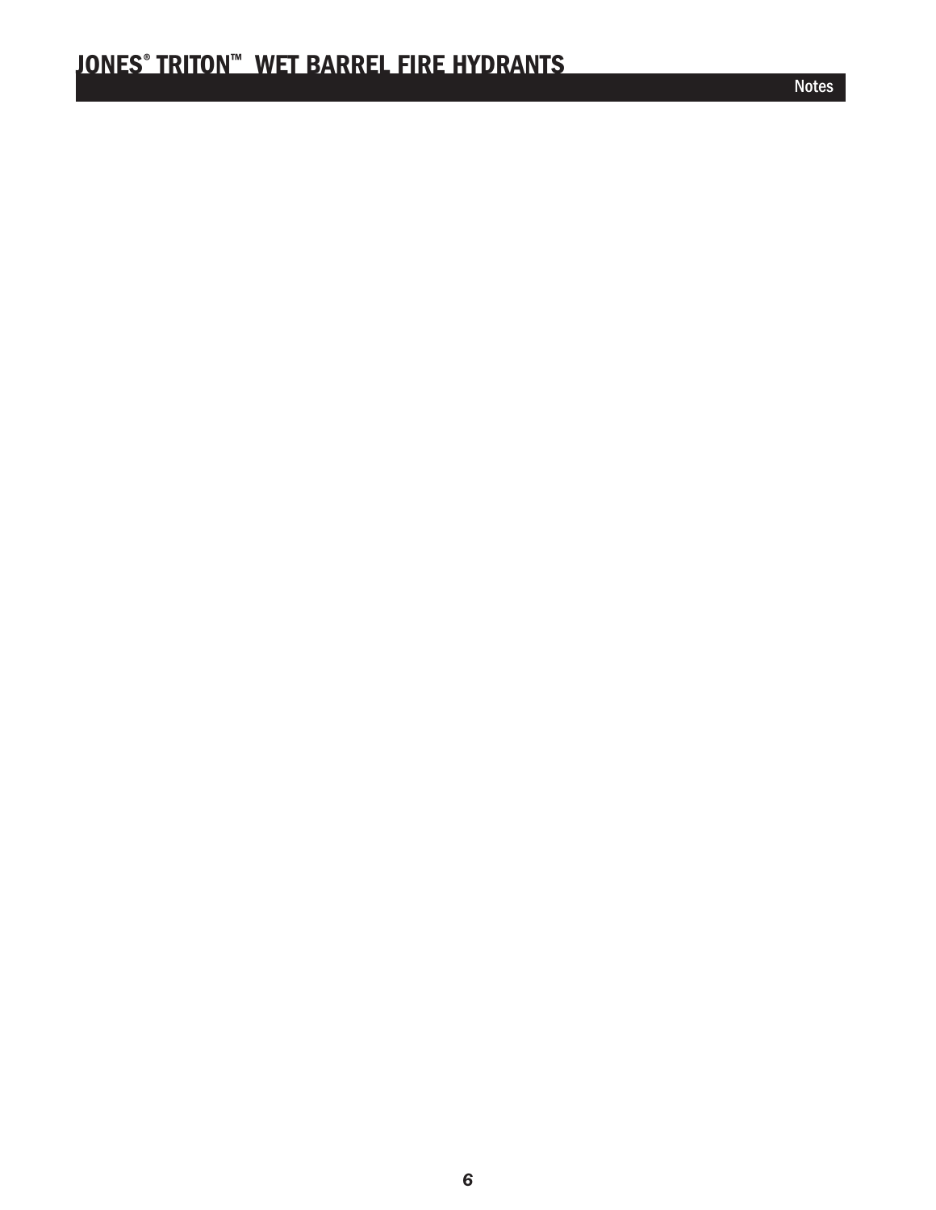# Notes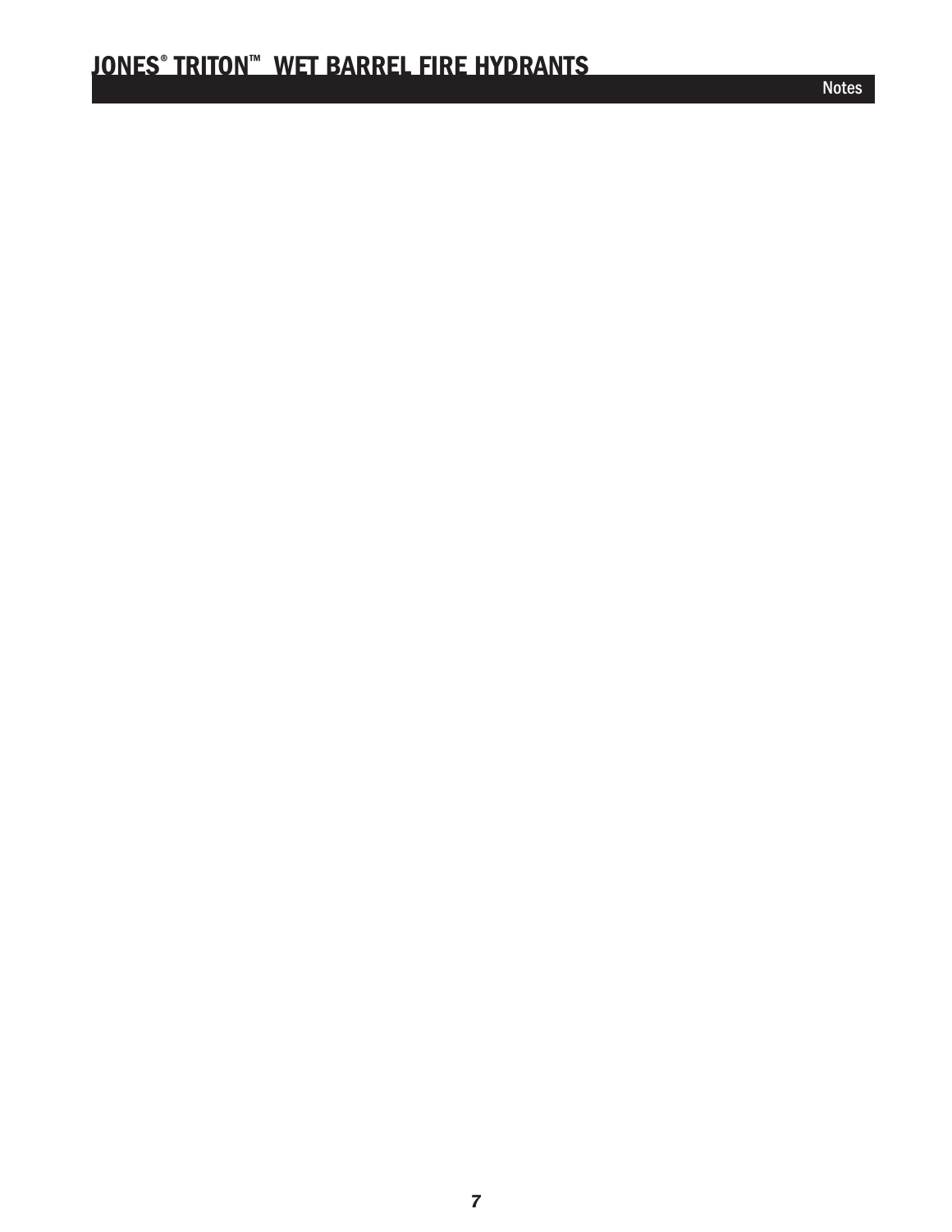## Notes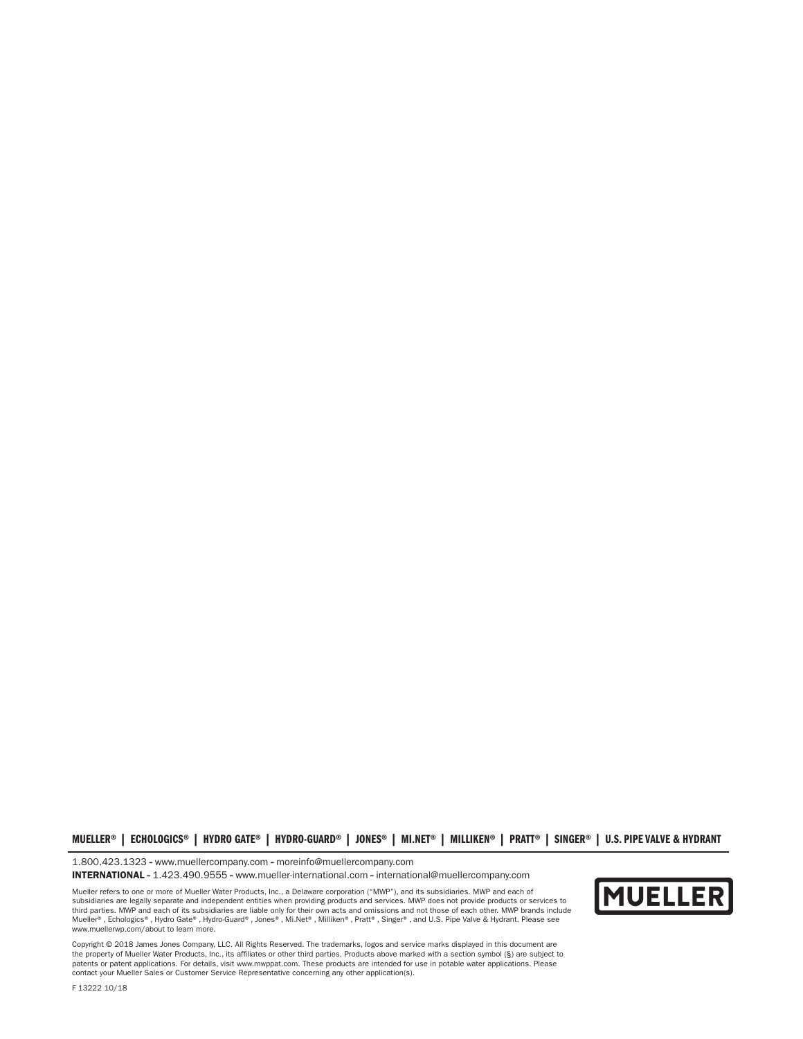**MUELLER® | ECHOLOGICS® | HYDRO GATE® | HYDRO-GUARD® | JONES® | MI.NET® | MILLIKEN® | PRATT® | SINGER® | U.S. PIPE VALVE & HYDRANT**

1.800.423.1323 - www.muellercompany.com - moreinfo@muellercompany.com

**INTERNATIONAL** - 1.423.490.9555 - www.mueller-international.com - international@muellercompany.com

MUELLER

Mueller refers to one or more of Mueller Water Products, Inc., a Delaware corporation ("MWP"), and its subsidiaries. MWP and each of subsidiaries are legally separate and independent entities when providing products and services. MWP does not provide products or services to third parties. MWP and each of its subsidiaries are liable only for their own acts and omissions and not those of each other. MWP brands include Mueller®, Echologics®, Hydro Gate®, Hydro-Guard®, Jones®, Mi.Net®, Milliken®, Pratt®, Singer®, and U.S. Pipe Valve & Hydrant. Please see www.muellerwp.com/about to learn more.

Copyright © 2018 James Jones Company, LLC. All Rights Reserved. The trademarks, logos and service marks displayed in this document are the property of Mueller Water Products, Inc., its affiliates or other third parties. Products above marked with a section symbol (§) are subject to patents or patent applications. For details, visit www.mwppat.com. These products are intended for use in potable water applications. Please contact your Mueller Sales or Customer Service Representative concerning any other application(s).

F 13222 10/18